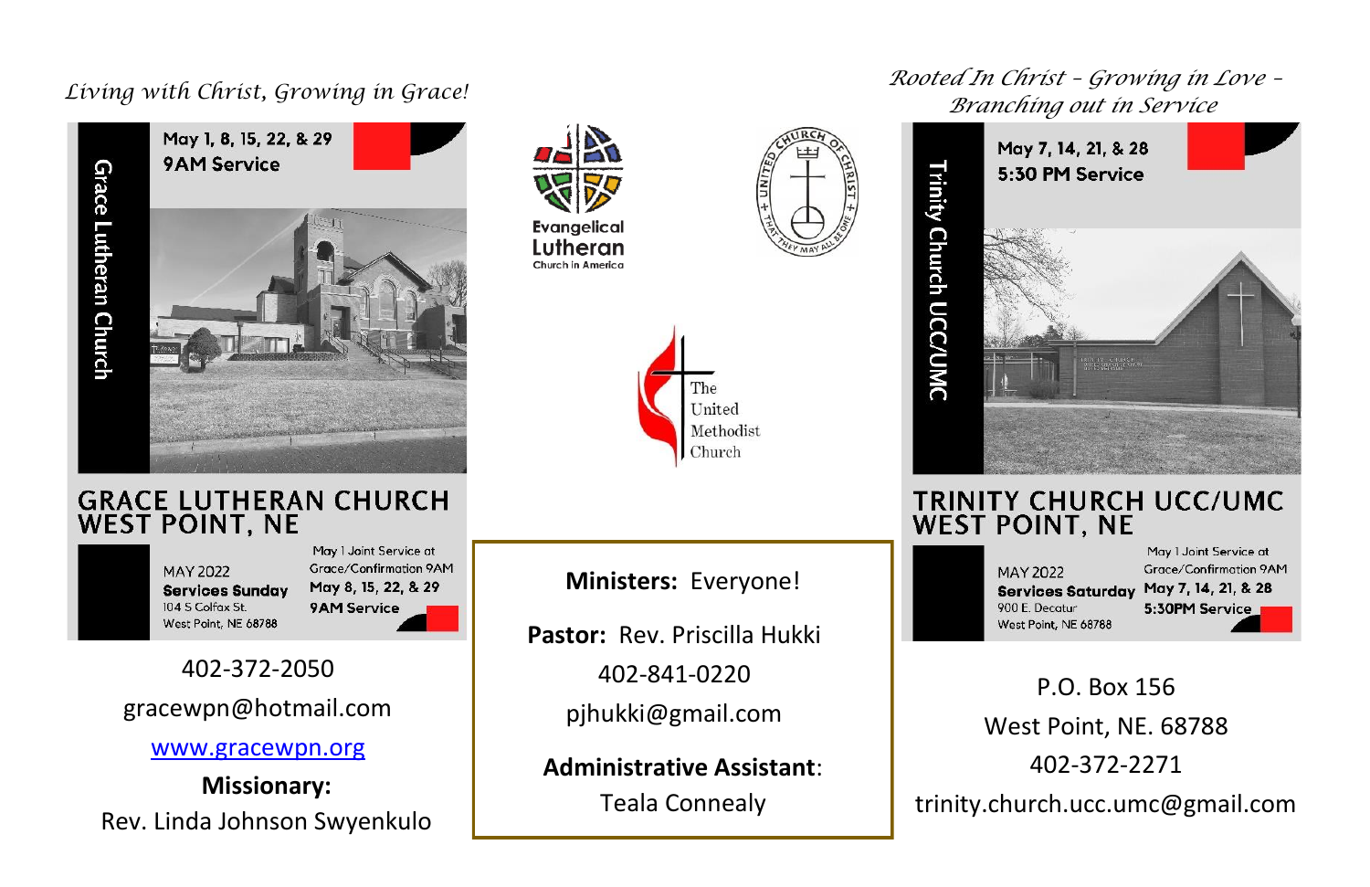*Living with Christ, Growing in Grace!*

Grace Lutheran Church

May 1, 8, 15, 22, & 29
9AM Service

# GRACE LUTHERAN CHURCH
# WEST POINT, NE

MAY 2022
**Services Sunday**
104 S Colfax St.
West Point, NE 68788

May 1 Joint Service at Grace/Confirmation 9AM
**May 8, 15, 22, & 29**
**9AM Service**

402-372-2050

gracewpn@hotmail.com

[www.gracewpn.org](http://www.gracewpn.org)

**Missionary:**
Rev. Linda Johnson Swyenkulo

Evangelical Lutheran Church in America

The United Methodist Church

**Ministers:** Everyone!

**Pastor:** Rev. Priscilla Hukki
402-841-0220
pjhukki@gmail.com

**Administrative Assistant**:
Teala Connealy

*Rooted In Christ – Growing in Love – Branching out in Service*

Trinity Church UCC/UMC

May 7, 14, 21, & 28
5:30 PM Service

# TRINITY CHURCH UCC/UMC
# WEST POINT, NE

MAY 2022
**Services Saturday**
900 E. Decatur
West Point, NE 68788

May 1 Joint Service at Grace/Confirmation 9AM
**May 7, 14, 21, & 28**
**5:30PM Service**

P.O. Box 156
West Point, NE. 68788
402-372-2271
trinity.church.ucc.umc@gmail.com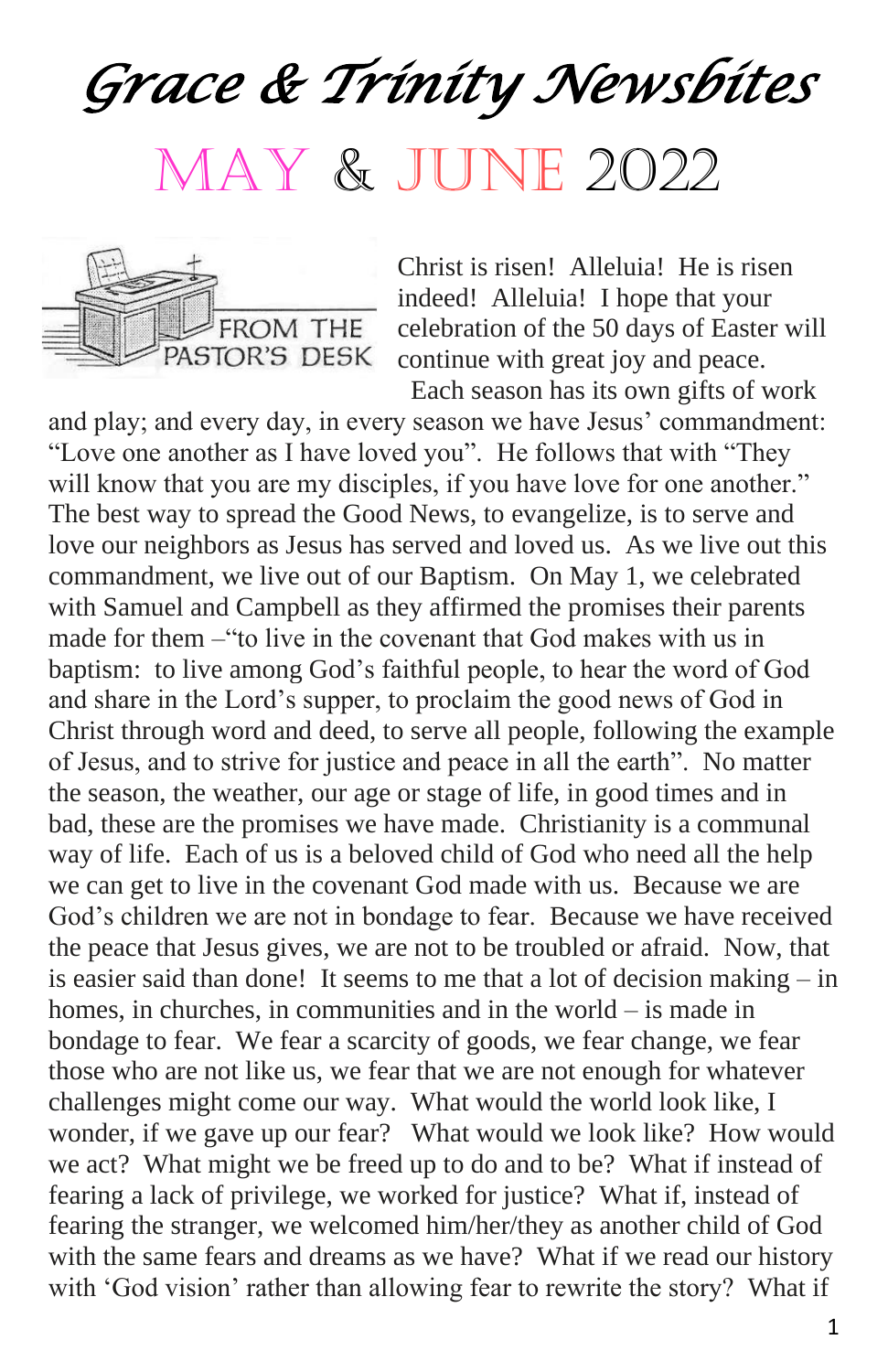# Grace & Trinity Newsbites

## May & June 2022

FROM THE PASTOR'S DESK

Christ is risen! Alleluia! He is risen indeed! Alleluia! I hope that your celebration of the 50 days of Easter will continue with great joy and peace.

Each season has its own gifts of work and play; and every day, in every season we have Jesus' commandment: "Love one another as I have loved you". He follows that with "They will know that you are my disciples, if you have love for one another." The best way to spread the Good News, to evangelize, is to serve and love our neighbors as Jesus has served and loved us. As we live out this commandment, we live out of our Baptism. On May 1, we celebrated with Samuel and Campbell as they affirmed the promises their parents made for them –"to live in the covenant that God makes with us in baptism: to live among God's faithful people, to hear the word of God and share in the Lord's supper, to proclaim the good news of God in Christ through word and deed, to serve all people, following the example of Jesus, and to strive for justice and peace in all the earth". No matter the season, the weather, our age or stage of life, in good times and in bad, these are the promises we have made. Christianity is a communal way of life. Each of us is a beloved child of God who need all the help we can get to live in the covenant God made with us. Because we are God's children we are not in bondage to fear. Because we have received the peace that Jesus gives, we are not to be troubled or afraid. Now, that is easier said than done! It seems to me that a lot of decision making – in homes, in churches, in communities and in the world – is made in bondage to fear. We fear a scarcity of goods, we fear change, we fear those who are not like us, we fear that we are not enough for whatever challenges might come our way. What would the world look like, I wonder, if we gave up our fear? What would we look like? How would we act? What might we be freed up to do and to be? What if instead of fearing a lack of privilege, we worked for justice? What if, instead of fearing the stranger, we welcomed him/her/they as another child of God with the same fears and dreams as we have? What if we read our history with 'God vision' rather than allowing fear to rewrite the story? What if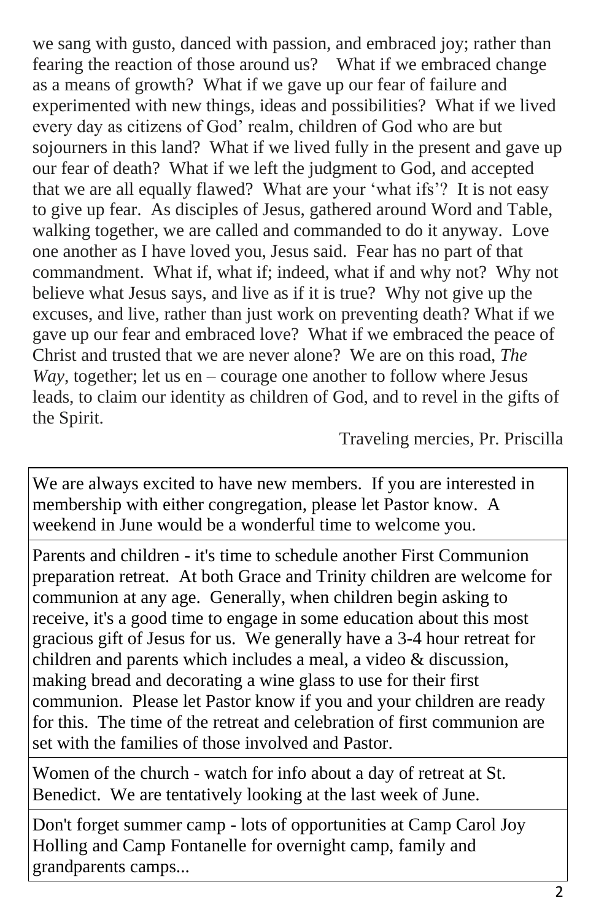we sang with gusto, danced with passion, and embraced joy; rather than fearing the reaction of those around us? What if we embraced change as a means of growth? What if we gave up our fear of failure and experimented with new things, ideas and possibilities? What if we lived every day as citizens of God' realm, children of God who are but sojourners in this land? What if we lived fully in the present and gave up our fear of death? What if we left the judgment to God, and accepted that we are all equally flawed? What are your 'what ifs'? It is not easy to give up fear. As disciples of Jesus, gathered around Word and Table, walking together, we are called and commanded to do it anyway. Love one another as I have loved you, Jesus said. Fear has no part of that commandment. What if, what if; indeed, what if and why not? Why not believe what Jesus says, and live as if it is true? Why not give up the excuses, and live, rather than just work on preventing death? What if we gave up our fear and embraced love? What if we embraced the peace of Christ and trusted that we are never alone? We are on this road, *The Way*, together; let us en – courage one another to follow where Jesus leads, to claim our identity as children of God, and to revel in the gifts of the Spirit.

Traveling mercies, Pr. Priscilla

We are always excited to have new members. If you are interested in membership with either congregation, please let Pastor know. A weekend in June would be a wonderful time to welcome you.

Parents and children - it's time to schedule another First Communion preparation retreat. At both Grace and Trinity children are welcome for communion at any age. Generally, when children begin asking to receive, it's a good time to engage in some education about this most gracious gift of Jesus for us. We generally have a 3-4 hour retreat for children and parents which includes a meal, a video & discussion, making bread and decorating a wine glass to use for their first communion. Please let Pastor know if you and your children are ready for this. The time of the retreat and celebration of first communion are set with the families of those involved and Pastor.

Women of the church - watch for info about a day of retreat at St. Benedict. We are tentatively looking at the last week of June.

Don't forget summer camp - lots of opportunities at Camp Carol Joy Holling and Camp Fontanelle for overnight camp, family and grandparents camps...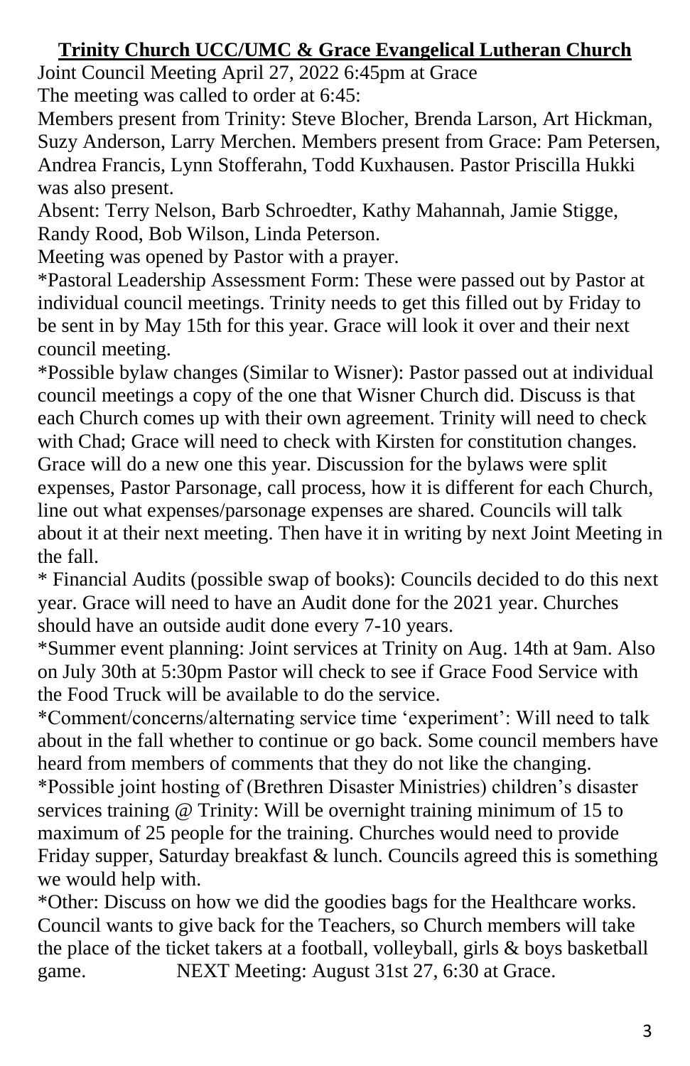**Trinity Church UCC/UMC & Grace Evangelical Lutheran Church**

Joint Council Meeting April 27, 2022 6:45pm at Grace

The meeting was called to order at 6:45:

Members present from Trinity: Steve Blocher, Brenda Larson, Art Hickman, Suzy Anderson, Larry Merchen. Members present from Grace: Pam Petersen, Andrea Francis, Lynn Stofferahn, Todd Kuxhausen. Pastor Priscilla Hukki was also present.

Absent: Terry Nelson, Barb Schroedter, Kathy Mahannah, Jamie Stigge, Randy Rood, Bob Wilson, Linda Peterson.

Meeting was opened by Pastor with a prayer.

*Pastoral Leadership Assessment Form: These were passed out by Pastor at individual council meetings. Trinity needs to get this filled out by Friday to be sent in by May 15th for this year. Grace will look it over and their next council meeting.

*Possible bylaw changes (Similar to Wisner): Pastor passed out at individual council meetings a copy of the one that Wisner Church did. Discuss is that each Church comes up with their own agreement. Trinity will need to check with Chad; Grace will need to check with Kirsten for constitution changes. Grace will do a new one this year. Discussion for the bylaws were split expenses, Pastor Parsonage, call process, how it is different for each Church, line out what expenses/parsonage expenses are shared. Councils will talk about it at their next meeting. Then have it in writing by next Joint Meeting in the fall.

* Financial Audits (possible swap of books): Councils decided to do this next year. Grace will need to have an Audit done for the 2021 year. Churches should have an outside audit done every 7-10 years.

*Summer event planning: Joint services at Trinity on Aug. 14th at 9am. Also on July 30th at 5:30pm Pastor will check to see if Grace Food Service with the Food Truck will be available to do the service.

*Comment/concerns/alternating service time 'experiment': Will need to talk about in the fall whether to continue or go back. Some council members have heard from members of comments that they do not like the changing.

*Possible joint hosting of (Brethren Disaster Ministries) children's disaster services training @ Trinity: Will be overnight training minimum of 15 to maximum of 25 people for the training. Churches would need to provide Friday supper, Saturday breakfast & lunch. Councils agreed this is something we would help with.

*Other: Discuss on how we did the goodies bags for the Healthcare works. Council wants to give back for the Teachers, so Church members will take the place of the ticket takers at a football, volleyball, girls & boys basketball game. NEXT Meeting: August 31st 27, 6:30 at Grace.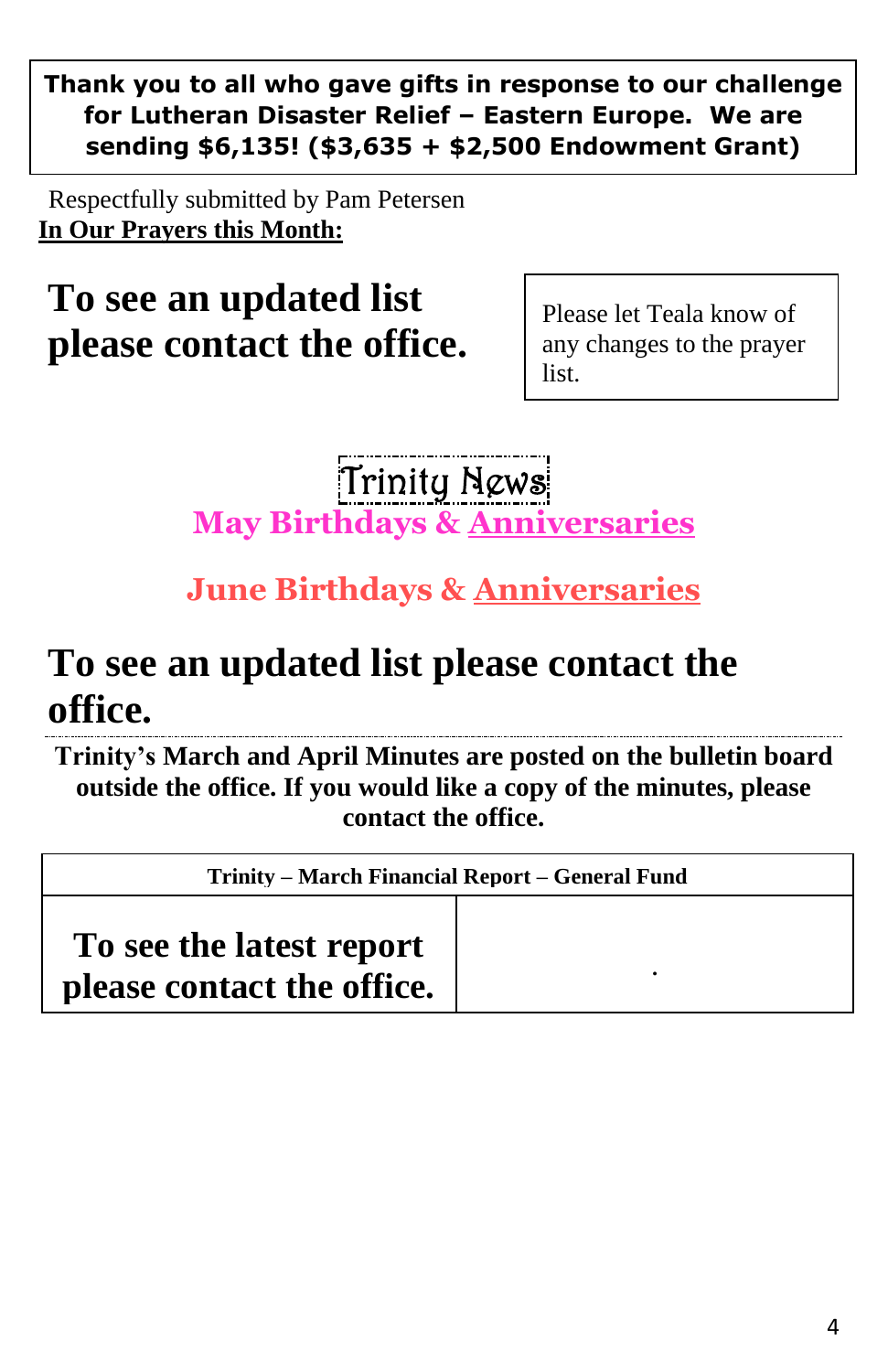**Thank you to all who gave gifts in response to our challenge for Lutheran Disaster Relief – Eastern Europe. We are sending $6,135! ($3,635 + $2,500 Endowment Grant)**

Respectfully submitted by Pam Petersen

**In Our Prayers this Month:**

# To see an updated list please contact the office.

Please let Teala know of any changes to the prayer list.

## Trinity News

### May Birthdays & Anniversaries

### June Birthdays & Anniversaries

# To see an updated list please contact the office.

**Trinity's March and April Minutes are posted on the bulletin board outside the office. If you would like a copy of the minutes, please contact the office.**

| Trinity – March Financial Report – General Fund | |
|---|---|
| **To see the latest report please contact the office.** | . |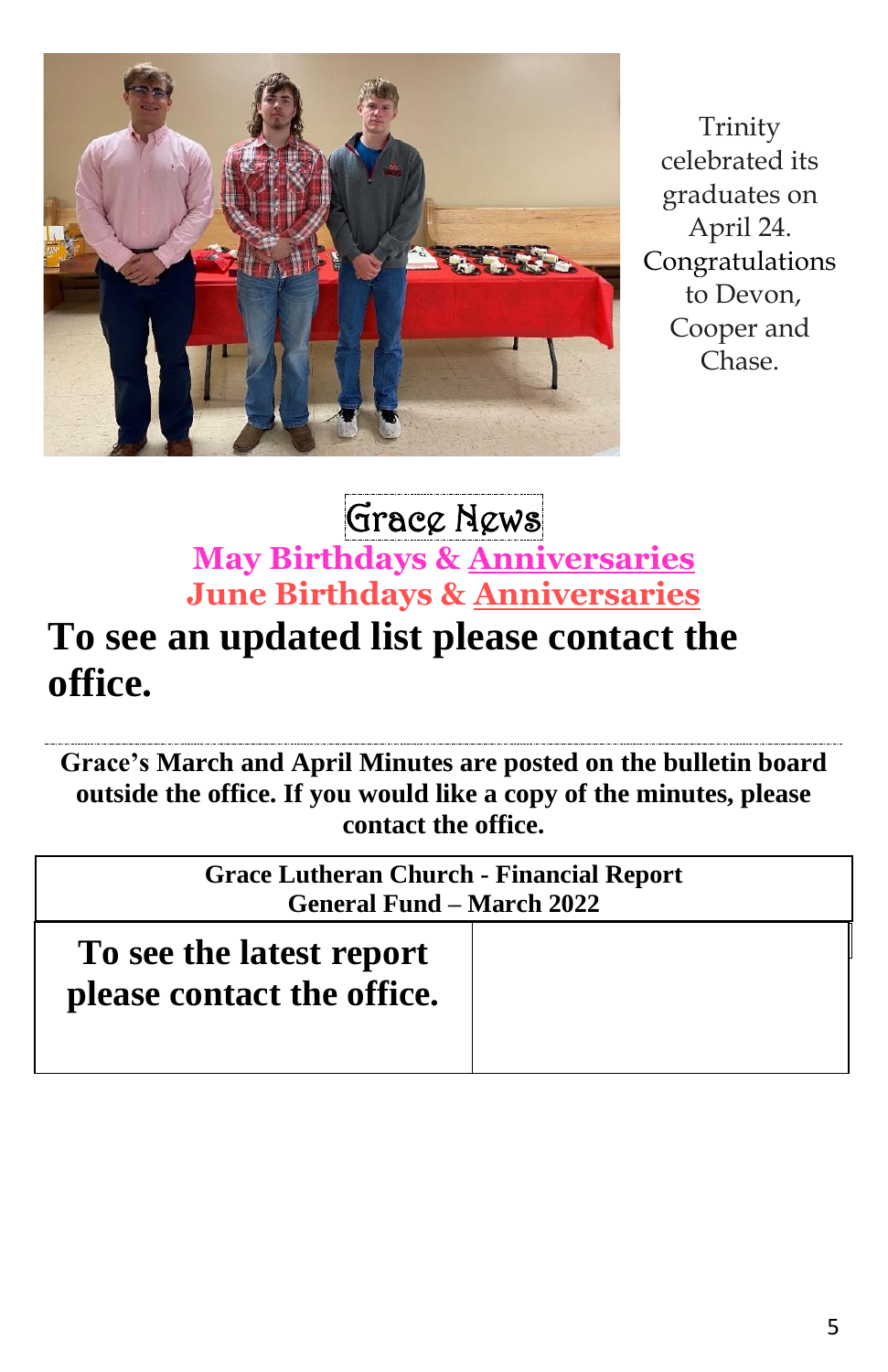Trinity celebrated its graduates on April 24. Congratulations to Devon, Cooper and Chase.

# Grace News

## May Birthdays & Anniversaries

## June Birthdays & Anniversaries

**To see an updated list please contact the office.**

---

**Grace's March and April Minutes are posted on the bulletin board outside the office. If you would like a copy of the minutes, please contact the office.**

| Grace Lutheran Church - Financial Report<br>General Fund – March 2022 | |
|---|---|
| **To see the latest report please contact the office.** | |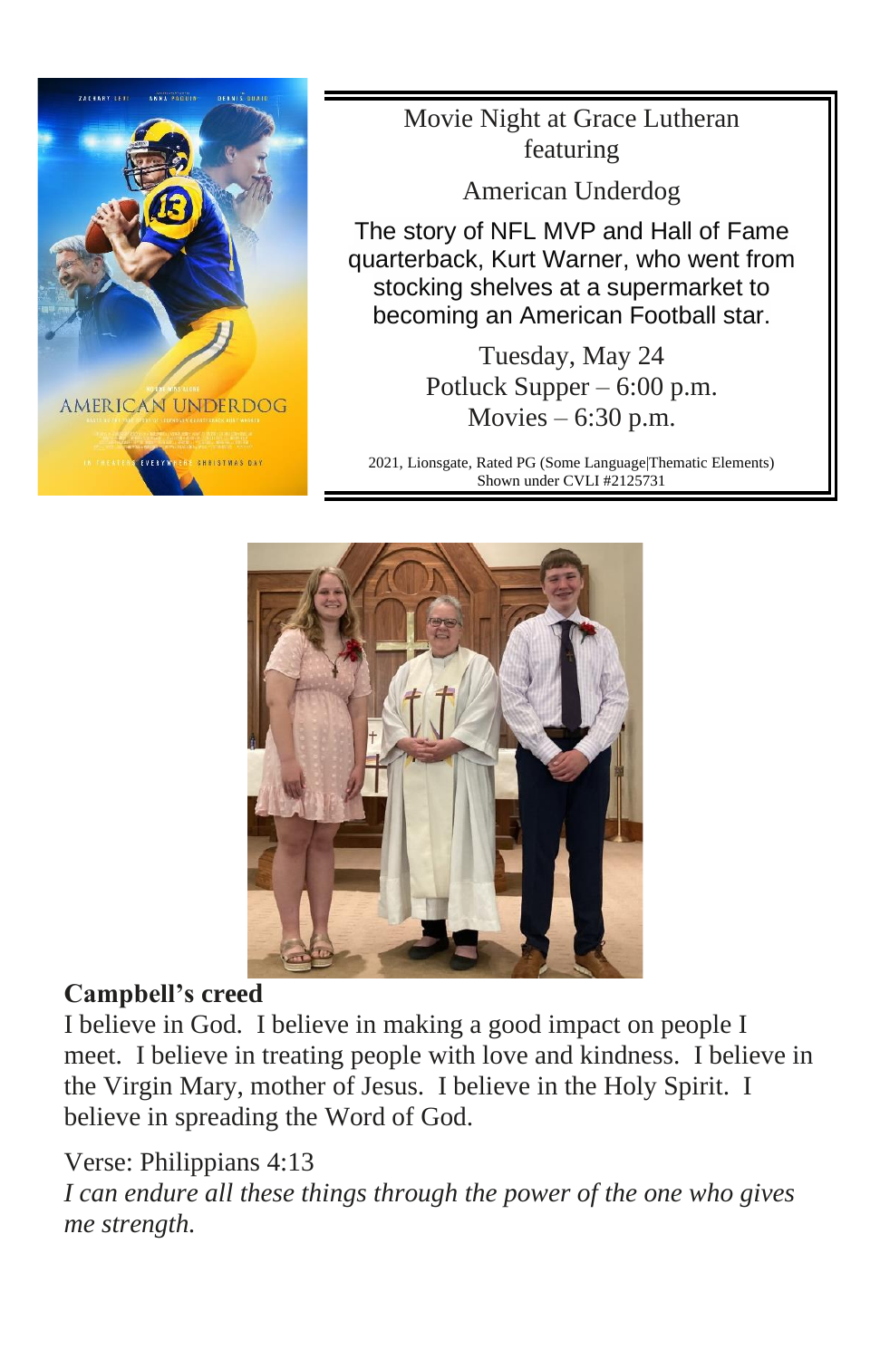Movie Night at Grace Lutheran featuring

American Underdog

The story of NFL MVP and Hall of Fame quarterback, Kurt Warner, who went from stocking shelves at a supermarket to becoming an American Football star.

Tuesday, May 24
Potluck Supper – 6:00 p.m.
Movies – 6:30 p.m.

2021, Lionsgate, Rated PG (Some Language|Thematic Elements)
Shown under CVLI #2125731

**Campbell's creed**

I believe in God. I believe in making a good impact on people I meet. I believe in treating people with love and kindness. I believe in the Virgin Mary, mother of Jesus. I believe in the Holy Spirit. I believe in spreading the Word of God.

Verse: Philippians 4:13
*I can endure all these things through the power of the one who gives me strength.*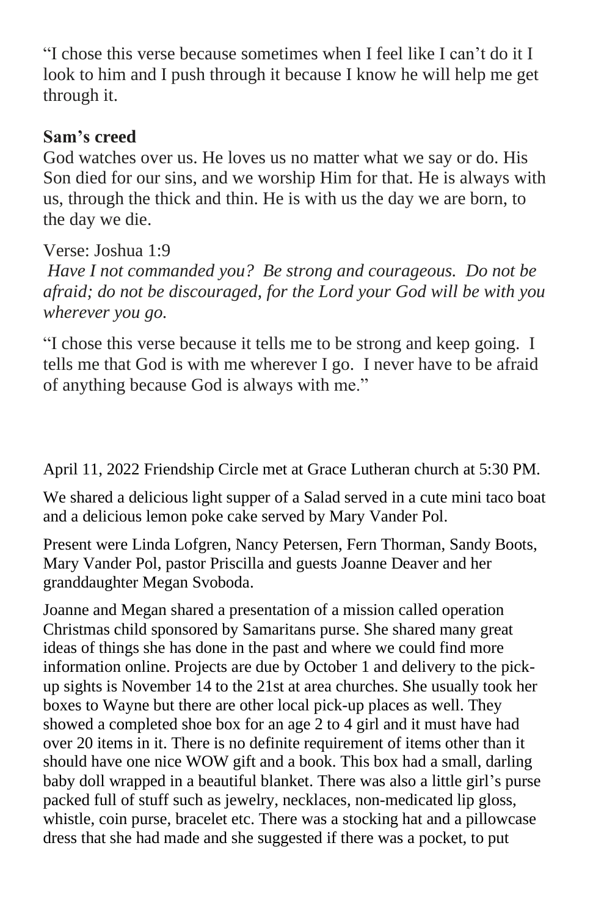"I chose this verse because sometimes when I feel like I can't do it I look to him and I push through it because I know he will help me get through it.

**Sam's creed**

God watches over us. He loves us no matter what we say or do. His Son died for our sins, and we worship Him for that. He is always with us, through the thick and thin. He is with us the day we are born, to the day we die.

Verse: Joshua 1:9

*Have I not commanded you? Be strong and courageous. Do not be afraid; do not be discouraged, for the Lord your God will be with you wherever you go.*

"I chose this verse because it tells me to be strong and keep going. I tells me that God is with me wherever I go. I never have to be afraid of anything because God is always with me."

April 11, 2022 Friendship Circle met at Grace Lutheran church at 5:30 PM.

We shared a delicious light supper of a Salad served in a cute mini taco boat and a delicious lemon poke cake served by Mary Vander Pol.

Present were Linda Lofgren, Nancy Petersen, Fern Thorman, Sandy Boots, Mary Vander Pol, pastor Priscilla and guests Joanne Deaver and her granddaughter Megan Svoboda.

Joanne and Megan shared a presentation of a mission called operation Christmas child sponsored by Samaritans purse. She shared many great ideas of things she has done in the past and where we could find more information online. Projects are due by October 1 and delivery to the pick-up sights is November 14 to the 21st at area churches. She usually took her boxes to Wayne but there are other local pick-up places as well. They showed a completed shoe box for an age 2 to 4 girl and it must have had over 20 items in it. There is no definite requirement of items other than it should have one nice WOW gift and a book. This box had a small, darling baby doll wrapped in a beautiful blanket. There was also a little girl's purse packed full of stuff such as jewelry, necklaces, non-medicated lip gloss, whistle, coin purse, bracelet etc. There was a stocking hat and a pillowcase dress that she had made and she suggested if there was a pocket, to put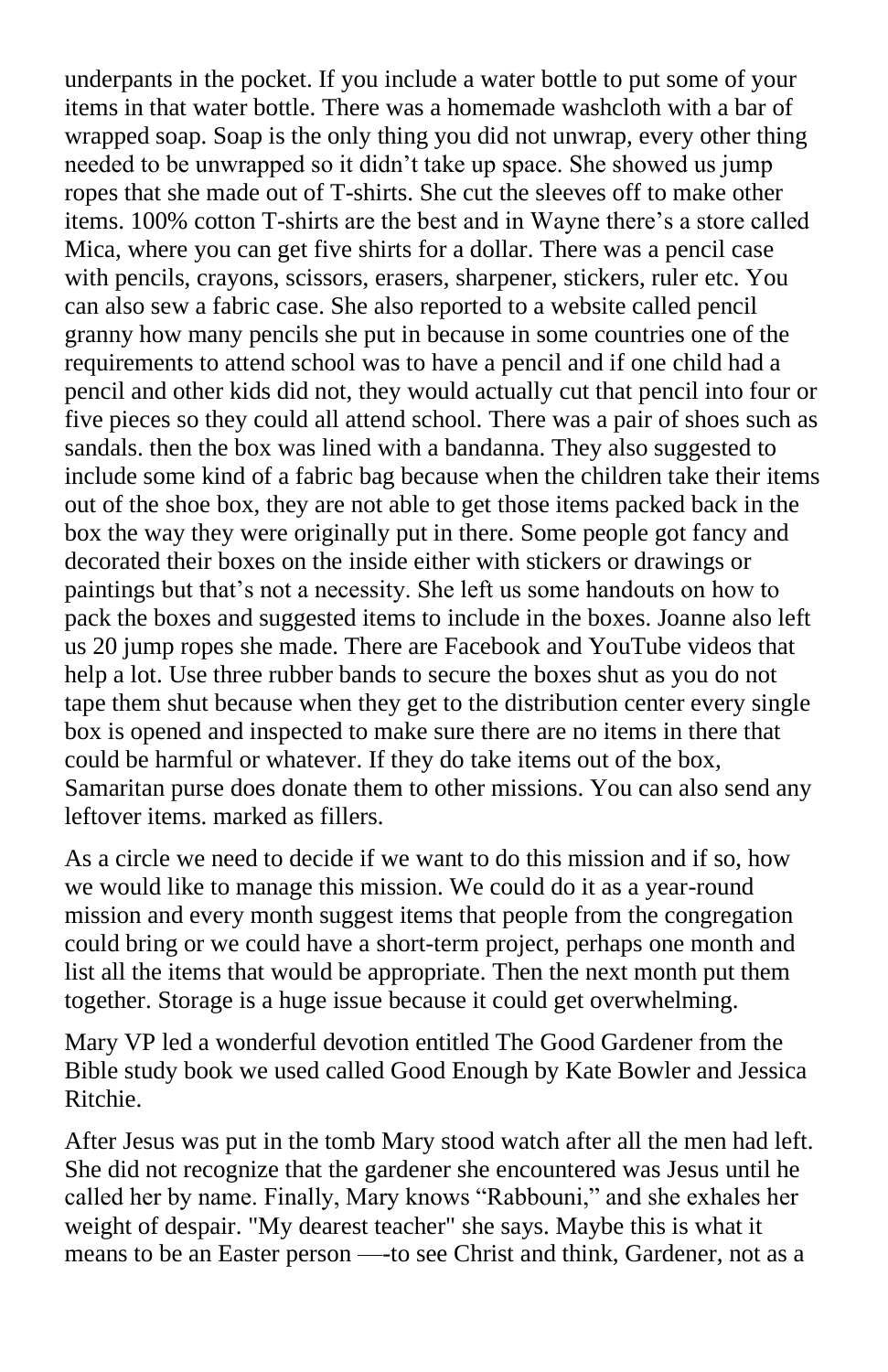underpants in the pocket. If you include a water bottle to put some of your items in that water bottle. There was a homemade washcloth with a bar of wrapped soap. Soap is the only thing you did not unwrap, every other thing needed to be unwrapped so it didn't take up space. She showed us jump ropes that she made out of T-shirts. She cut the sleeves off to make other items. 100% cotton T-shirts are the best and in Wayne there's a store called Mica, where you can get five shirts for a dollar. There was a pencil case with pencils, crayons, scissors, erasers, sharpener, stickers, ruler etc. You can also sew a fabric case. She also reported to a website called pencil granny how many pencils she put in because in some countries one of the requirements to attend school was to have a pencil and if one child had a pencil and other kids did not, they would actually cut that pencil into four or five pieces so they could all attend school. There was a pair of shoes such as sandals. then the box was lined with a bandanna. They also suggested to include some kind of a fabric bag because when the children take their items out of the shoe box, they are not able to get those items packed back in the box the way they were originally put in there. Some people got fancy and decorated their boxes on the inside either with stickers or drawings or paintings but that's not a necessity. She left us some handouts on how to pack the boxes and suggested items to include in the boxes. Joanne also left us 20 jump ropes she made. There are Facebook and YouTube videos that help a lot. Use three rubber bands to secure the boxes shut as you do not tape them shut because when they get to the distribution center every single box is opened and inspected to make sure there are no items in there that could be harmful or whatever. If they do take items out of the box, Samaritan purse does donate them to other missions. You can also send any leftover items. marked as fillers.

As a circle we need to decide if we want to do this mission and if so, how we would like to manage this mission. We could do it as a year-round mission and every month suggest items that people from the congregation could bring or we could have a short-term project, perhaps one month and list all the items that would be appropriate. Then the next month put them together. Storage is a huge issue because it could get overwhelming.

Mary VP led a wonderful devotion entitled The Good Gardener from the Bible study book we used called Good Enough by Kate Bowler and Jessica Ritchie.

After Jesus was put in the tomb Mary stood watch after all the men had left. She did not recognize that the gardener she encountered was Jesus until he called her by name. Finally, Mary knows "Rabbouni," and she exhales her weight of despair. "My dearest teacher" she says. Maybe this is what it means to be an Easter person —-to see Christ and think, Gardener, not as a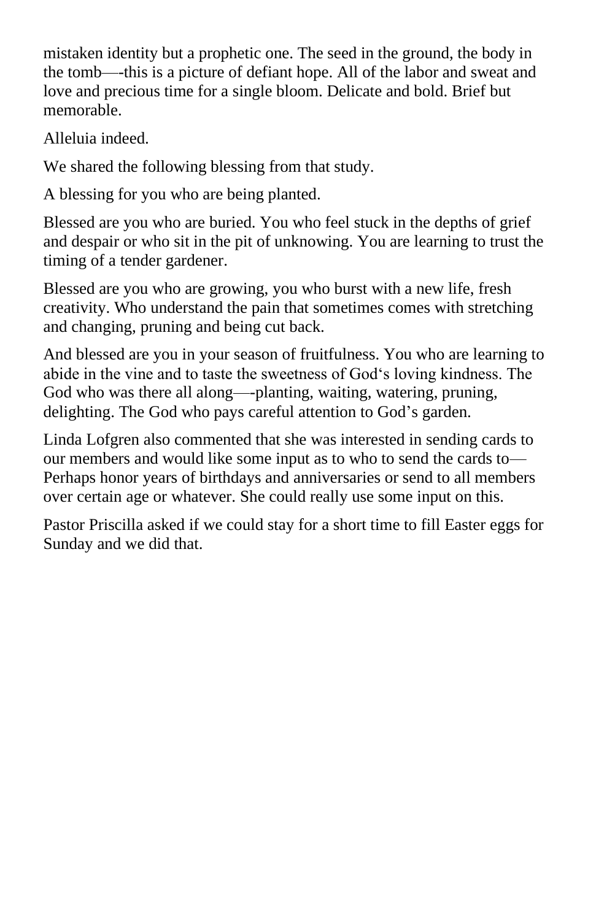mistaken identity but a prophetic one. The seed in the ground, the body in the tomb—-this is a picture of defiant hope. All of the labor and sweat and love and precious time for a single bloom. Delicate and bold. Brief but memorable.

Alleluia indeed.

We shared the following blessing from that study.

A blessing for you who are being planted.

Blessed are you who are buried. You who feel stuck in the depths of grief and despair or who sit in the pit of unknowing. You are learning to trust the timing of a tender gardener.

Blessed are you who are growing, you who burst with a new life, fresh creativity. Who understand the pain that sometimes comes with stretching and changing, pruning and being cut back.

And blessed are you in your season of fruitfulness. You who are learning to abide in the vine and to taste the sweetness of God‘s loving kindness. The God who was there all along—-planting, waiting, watering, pruning, delighting. The God who pays careful attention to God's garden.

Linda Lofgren also commented that she was interested in sending cards to our members and would like some input as to who to send the cards to—Perhaps honor years of birthdays and anniversaries or send to all members over certain age or whatever. She could really use some input on this.

Pastor Priscilla asked if we could stay for a short time to fill Easter eggs for Sunday and we did that.